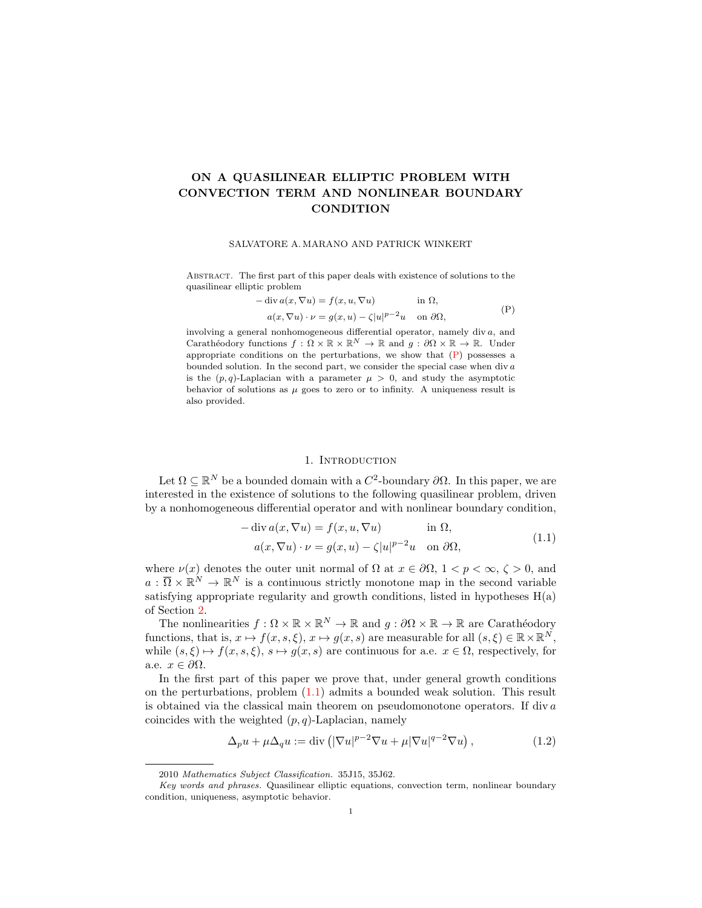# ON A QUASILINEAR ELLIPTIC PROBLEM WITH CONVECTION TERM AND NONLINEAR BOUNDARY CONDITION

SALVATORE A. MARANO AND PATRICK WINKERT

Abstract. The first part of this paper deals with existence of solutions to the quasilinear elliptic problem

$$
\begin{aligned}
-\operatorname{div} a(x,\nabla u) &= f(x,u,\nabla u) && \text{in } \Omega,\\
a(x,\nabla u)\cdot\nu &= g(x,u)-\zeta|u|^{p-2}u && \text{on } \partial\Omega,
\end{aligned}
\tag{P}
$$

involving a general nonhomogeneous differential operator, namely $\operatorname{div} a$, and Carathéodory functions $f:\Omega\times\mathbb{R}\times\mathbb{R}^N\to\mathbb{R}$ and $g:\partial\Omega\times\mathbb{R}\to\mathbb{R}$. Under appropriate conditions on the perturbations, we show that (P) possesses a bounded solution. In the second part, we consider the special case when $\operatorname{div} a$ is the $(p,q)$-Laplacian with a parameter $\mu>0$, and study the asymptotic behavior of solutions as $\mu$ goes to zero or to infinity. A uniqueness result is also provided.

## 1. Introduction

Let $\Omega\subseteq\mathbb{R}^N$ be a bounded domain with a $C^2$-boundary $\partial\Omega$. In this paper, we are interested in the existence of solutions to the following quasilinear problem, driven by a nonhomogeneous differential operator and with nonlinear boundary condition,

$$
\begin{aligned}
-\operatorname{div} a(x,\nabla u) &= f(x,u,\nabla u) && \text{in } \Omega,\\
a(x,\nabla u)\cdot\nu &= g(x,u)-\zeta|u|^{p-2}u && \text{on } \partial\Omega,
\end{aligned}
\tag{1.1}
$$

where $\nu(x)$ denotes the outer unit normal of $\Omega$ at $x\in\partial\Omega$, $1<p<\infty$, $\zeta>0$, and $a:\overline{\Omega}\times\mathbb{R}^N\to\mathbb{R}^N$ is a continuous strictly monotone map in the second variable satisfying appropriate regularity and growth conditions, listed in hypotheses H(a) of Section 2.

The nonlinearities $f:\Omega\times\mathbb{R}\times\mathbb{R}^N\to\mathbb{R}$ and $g:\partial\Omega\times\mathbb{R}\to\mathbb{R}$ are Carathéodory functions, that is, $x\mapsto f(x,s,\xi)$, $x\mapsto g(x,s)$ are measurable for all $(s,\xi)\in\mathbb{R}\times\mathbb{R}^N$, while $(s,\xi)\mapsto f(x,s,\xi)$, $s\mapsto g(x,s)$ are continuous for a.e. $x\in\Omega$, respectively, for a.e. $x\in\partial\Omega$.

In the first part of this paper we prove that, under general growth conditions on the perturbations, problem (1.1) admits a bounded weak solution. This result is obtained via the classical main theorem on pseudomonotone operators. If $\operatorname{div} a$ coincides with the weighted $(p,q)$-Laplacian, namely

$$
\Delta_p u+\mu\Delta_q u:=\operatorname{div}\left(|\nabla u|^{p-2}\nabla u+\mu|\nabla u|^{q-2}\nabla u\right),
\tag{1.2}
$$

---

2010 *Mathematics Subject Classification.* 35J15, 35J62.

*Key words and phrases.* Quasilinear elliptic equations, convection term, nonlinear boundary condition, uniqueness, asymptotic behavior.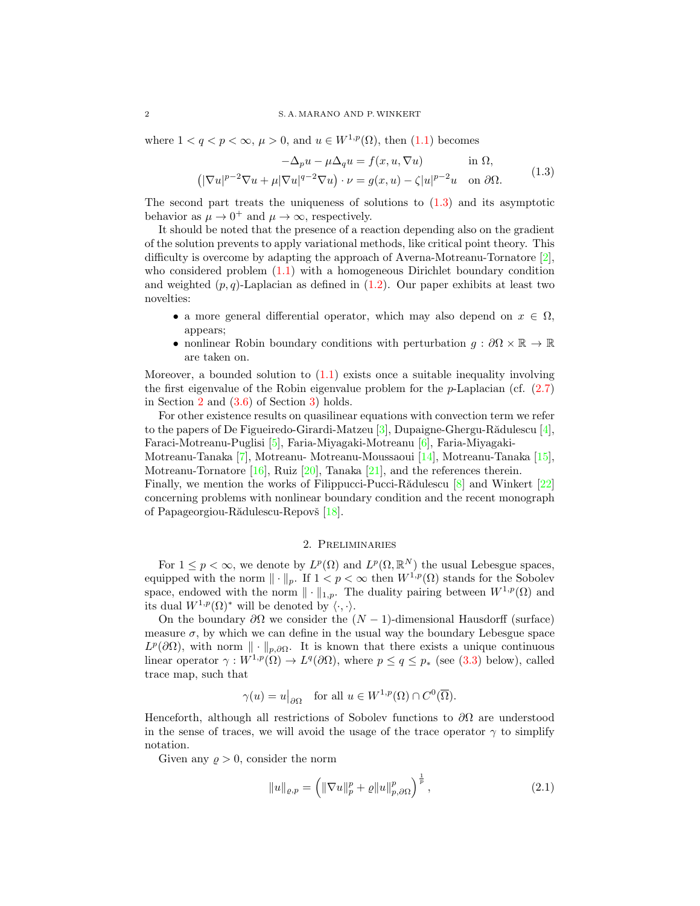where $1 < q < p < \infty$, $\mu > 0$, and $u \in W^{1,p}(\Omega)$, then (1.1) becomes

$$
\begin{aligned}
-\Delta_p u - \mu \Delta_q u &= f(x,u,\nabla u) && \text{in } \Omega, \\
\left(|\nabla u|^{p-2}\nabla u + \mu |\nabla u|^{q-2}\nabla u\right)\cdot \nu &= g(x,u) - \zeta |u|^{p-2}u && \text{on } \partial\Omega.
\end{aligned}
\tag{1.3}
$$

The second part treats the uniqueness of solutions to (1.3) and its asymptotic behavior as $\mu \to 0^+$ and $\mu \to \infty$, respectively.

It should be noted that the presence of a reaction depending also on the gradient of the solution prevents to apply variational methods, like critical point theory. This difficulty is overcome by adapting the approach of Averna-Motreanu-Tornatore [2], who considered problem (1.1) with a homogeneous Dirichlet boundary condition and weighted $(p,q)$-Laplacian as defined in (1.2). Our paper exhibits at least two novelties:

- a more general differential operator, which may also depend on $x \in \Omega$, appears;
- nonlinear Robin boundary conditions with perturbation $g : \partial\Omega \times \mathbb{R} \to \mathbb{R}$ are taken on.

Moreover, a bounded solution to (1.1) exists once a suitable inequality involving the first eigenvalue of the Robin eigenvalue problem for the $p$-Laplacian (cf. (2.7) in Section 2 and (3.6) of Section 3) holds.

For other existence results on quasilinear equations with convection term we refer to the papers of De Figueiredo-Girardi-Matzeu [3], Dupaigne-Ghergu-Rădulescu [4], Faraci-Motreanu-Puglisi [5], Faria-Miyagaki-Motreanu [6], Faria-Miyagaki-Motreanu-Tanaka [7], Motreanu- Motreanu-Moussaoui [14], Motreanu-Tanaka [15], Motreanu-Tornatore [16], Ruiz [20], Tanaka [21], and the references therein. Finally, we mention the works of Filippucci-Pucci-Rădulescu [8] and Winkert [22] concerning problems with nonlinear boundary condition and the recent monograph of Papageorgiou-Rădulescu-Repovš [18].

## 2. Preliminaries

For $1 \le p < \infty$, we denote by $L^p(\Omega)$ and $L^p(\Omega, \mathbb{R}^N)$ the usual Lebesgue spaces, equipped with the norm $\|\cdot\|_p$. If $1 < p < \infty$ then $W^{1,p}(\Omega)$ stands for the Sobolev space, endowed with the norm $\|\cdot\|_{1,p}$. The duality pairing between $W^{1,p}(\Omega)$ and its dual $W^{1,p}(\Omega)^*$ will be denoted by $\langle \cdot, \cdot \rangle$.

On the boundary $\partial\Omega$ we consider the $(N-1)$-dimensional Hausdorff (surface) measure $\sigma$, by which we can define in the usual way the boundary Lebesgue space $L^p(\partial\Omega)$, with norm $\|\cdot\|_{p,\partial\Omega}$. It is known that there exists a unique continuous linear operator $\gamma : W^{1,p}(\Omega) \to L^q(\partial\Omega)$, where $p \le q \le p_*$ (see (3.3) below), called trace map, such that

$$
\gamma(u) = u\big|_{\partial\Omega} \quad \text{for all } u \in W^{1,p}(\Omega) \cap C^0(\overline{\Omega}).
$$

Henceforth, although all restrictions of Sobolev functions to $\partial\Omega$ are understood in the sense of traces, we will avoid the usage of the trace operator $\gamma$ to simplify notation.

Given any $\varrho > 0$, consider the norm

$$
\|u\|_{\varrho,p} = \left(\|\nabla u\|_p^p + \varrho \|u\|_{p,\partial\Omega}^p\right)^{\frac{1}{p}},
\tag{2.1}
$$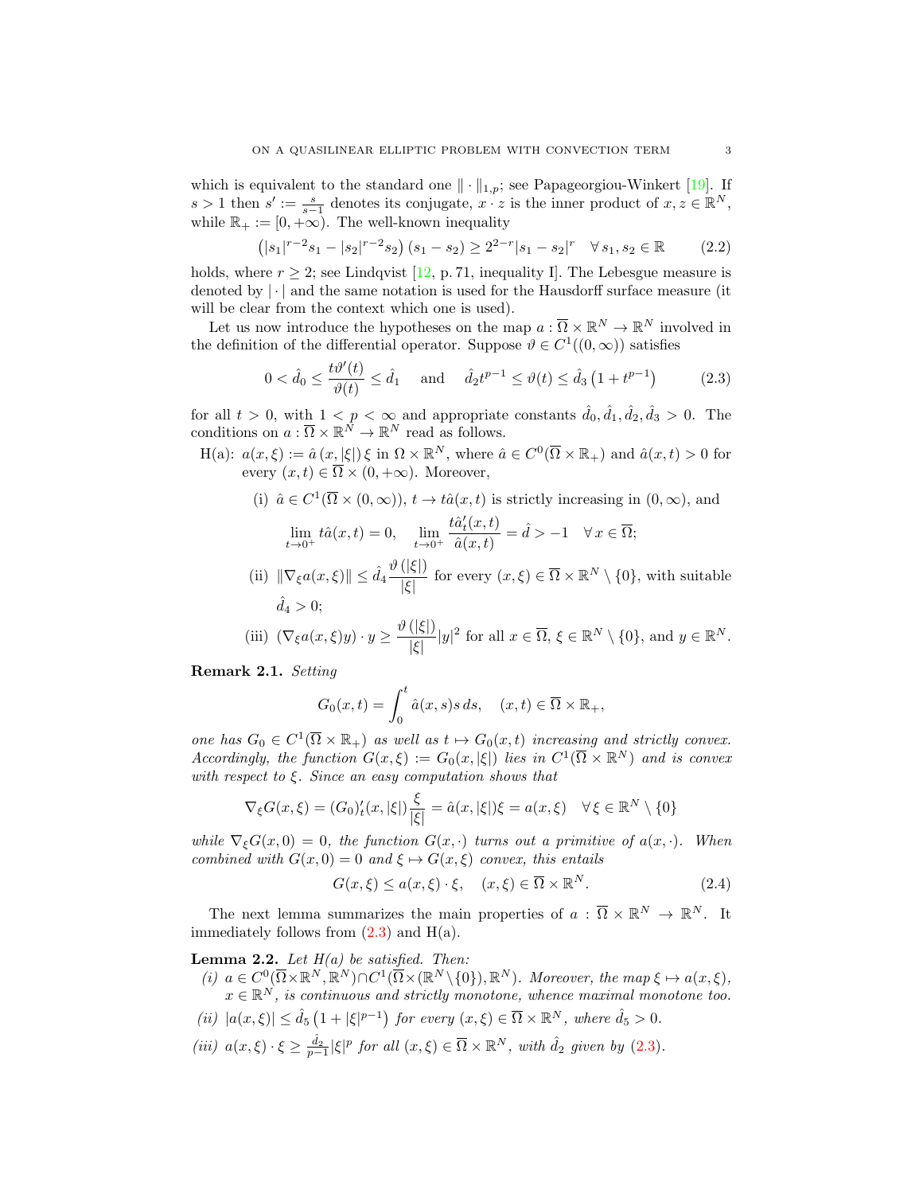which is equivalent to the standard one $\|\cdot\|_{1,p}$; see Papageorgiou-Winkert [19]. If $s > 1$ then $s' := \frac{s}{s-1}$ denotes its conjugate, $x \cdot z$ is the inner product of $x, z \in \mathbb{R}^N$, while $\mathbb{R}_+ := [0, +\infty)$. The well-known inequality

$$\left(|s_1|^{r-2}s_1 - |s_2|^{r-2}s_2\right)(s_1 - s_2) \geq 2^{2-r}|s_1 - s_2|^r \quad \forall\, s_1, s_2 \in \mathbb{R} \tag{2.2}$$

holds, where $r \geq 2$; see Lindqvist [12, p. 71, inequality I]. The Lebesgue measure is denoted by $|\cdot|$ and the same notation is used for the Hausdorff surface measure (it will be clear from the context which one is used).

Let us now introduce the hypotheses on the map $a : \overline{\Omega} \times \mathbb{R}^N \to \mathbb{R}^N$ involved in the definition of the differential operator. Suppose $\vartheta \in C^1((0, \infty))$ satisfies

$$0 < \hat{d}_0 \leq \frac{t\vartheta'(t)}{\vartheta(t)} \leq \hat{d}_1 \quad \text{ and } \quad \hat{d}_2 t^{p-1} \leq \vartheta(t) \leq \hat{d}_3\left(1 + t^{p-1}\right) \tag{2.3}$$

for all $t > 0$, with $1 < p < \infty$ and appropriate constants $\hat{d}_0, \hat{d}_1, \hat{d}_2, \hat{d}_3 > 0$. The conditions on $a : \overline{\Omega} \times \mathbb{R}^N \to \mathbb{R}^N$ read as follows.

H(a): $a(x, \xi) := \hat{a}(x, |\xi|)\,\xi$ in $\Omega \times \mathbb{R}^N$, where $\hat{a} \in C^0(\overline{\Omega} \times \mathbb{R}_+)$ and $\hat{a}(x, t) > 0$ for every $(x, t) \in \overline{\Omega} \times (0, +\infty)$. Moreover,

(i) $\hat{a} \in C^1(\overline{\Omega} \times (0, \infty))$, $t \to t\hat{a}(x, t)$ is strictly increasing in $(0, \infty)$, and

$$\lim_{t \to 0^+} t\hat{a}(x, t) = 0, \quad \lim_{t \to 0^+} \frac{t\hat{a}'_t(x, t)}{\hat{a}(x, t)} = \hat{d} > -1 \quad \forall\, x \in \overline{\Omega};$$

(ii) $\|\nabla_\xi a(x, \xi)\| \leq \hat{d}_4 \dfrac{\vartheta(|\xi|)}{|\xi|}$ for every $(x, \xi) \in \overline{\Omega} \times \mathbb{R}^N \setminus \{0\}$, with suitable $\hat{d}_4 > 0$;

(iii) $(\nabla_\xi a(x, \xi) y) \cdot y \geq \dfrac{\vartheta(|\xi|)}{|\xi|}|y|^2$ for all $x \in \overline{\Omega}$, $\xi \in \mathbb{R}^N \setminus \{0\}$, and $y \in \mathbb{R}^N$.

**Remark 2.1.** *Setting*

$$G_0(x, t) = \int_0^t \hat{a}(x, s)s\, ds, \quad (x, t) \in \overline{\Omega} \times \mathbb{R}_+,$$

*one has $G_0 \in C^1(\overline{\Omega} \times \mathbb{R}_+)$ as well as $t \mapsto G_0(x, t)$ increasing and strictly convex. Accordingly, the function $G(x, \xi) := G_0(x, |\xi|)$ lies in $C^1(\overline{\Omega} \times \mathbb{R}^N)$ and is convex with respect to $\xi$. Since an easy computation shows that*

$$\nabla_\xi G(x, \xi) = (G_0)'_t(x, |\xi|)\frac{\xi}{|\xi|} = \hat{a}(x, |\xi|)\xi = a(x, \xi) \quad \forall\, \xi \in \mathbb{R}^N \setminus \{0\}$$

*while $\nabla_\xi G(x, 0) = 0$, the function $G(x, \cdot)$ turns out a primitive of $a(x, \cdot)$. When combined with $G(x, 0) = 0$ and $\xi \mapsto G(x, \xi)$ convex, this entails*

$$G(x, \xi) \leq a(x, \xi) \cdot \xi, \quad (x, \xi) \in \overline{\Omega} \times \mathbb{R}^N. \tag{2.4}$$

The next lemma summarizes the main properties of $a : \overline{\Omega} \times \mathbb{R}^N \to \mathbb{R}^N$. It immediately follows from (2.3) and H(a).

**Lemma 2.2.** *Let H(a) be satisfied. Then:*

*(i) $a \in C^0(\overline{\Omega} \times \mathbb{R}^N, \mathbb{R}^N) \cap C^1(\overline{\Omega} \times (\mathbb{R}^N \setminus \{0\}), \mathbb{R}^N)$. Moreover, the map $\xi \mapsto a(x, \xi)$, $x \in \mathbb{R}^N$, is continuous and strictly monotone, whence maximal monotone too.*

*(ii) $|a(x, \xi)| \leq \hat{d}_5\left(1 + |\xi|^{p-1}\right)$ for every $(x, \xi) \in \overline{\Omega} \times \mathbb{R}^N$, where $\hat{d}_5 > 0$.*

*(iii) $a(x, \xi) \cdot \xi \geq \frac{\hat{d}_2}{p-1}|\xi|^p$ for all $(x, \xi) \in \overline{\Omega} \times \mathbb{R}^N$, with $\hat{d}_2$ given by (2.3).*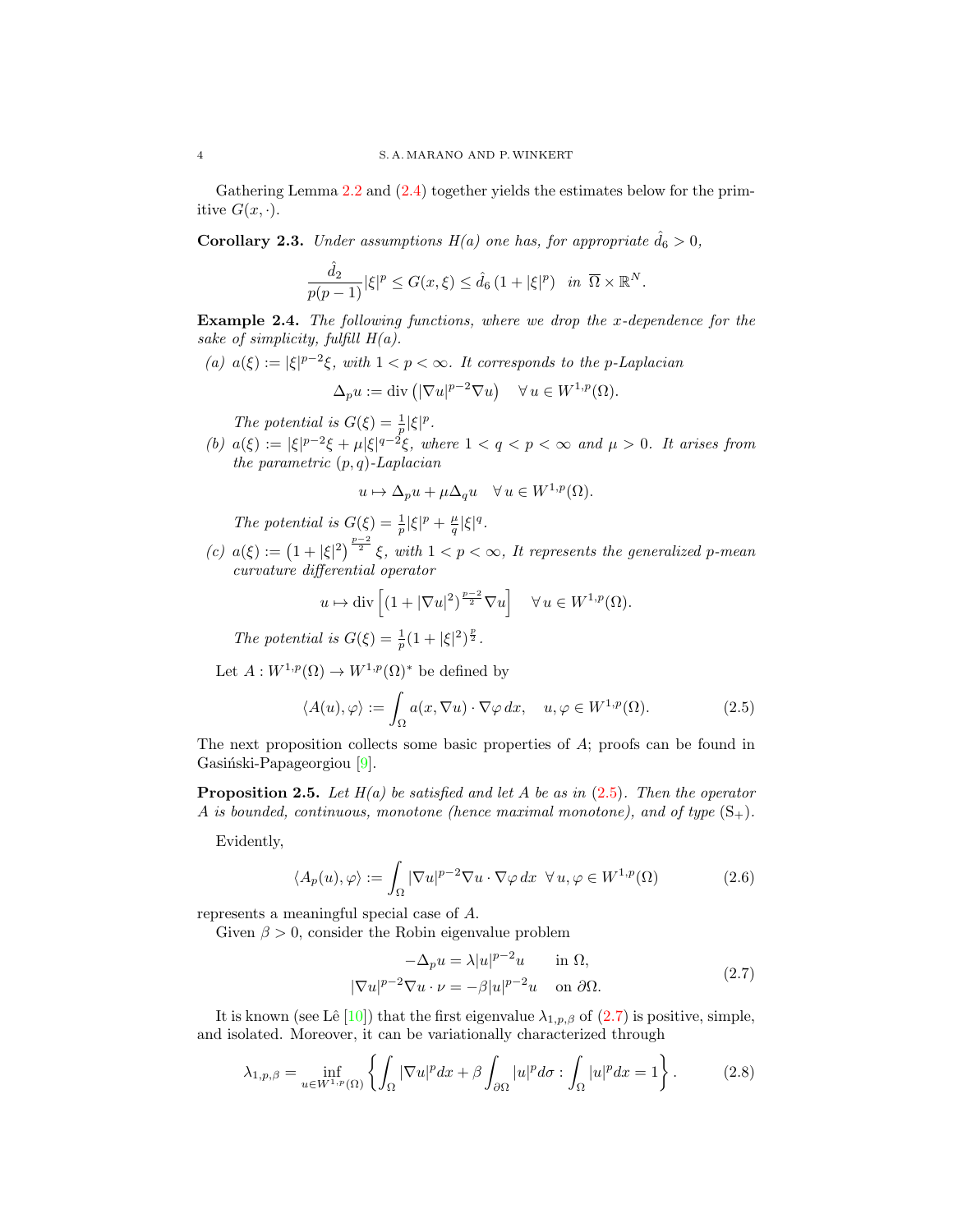Gathering Lemma 2.2 and (2.4) together yields the estimates below for the primitive $G(x,\cdot)$.

**Corollary 2.3.** *Under assumptions H(a) one has, for appropriate $\hat{d}_6 > 0$,*

$$\frac{\hat{d}_2}{p(p-1)}|\xi|^p \le G(x,\xi) \le \hat{d}_6\,(1+|\xi|^p) \quad \text{in } \overline{\Omega} \times \mathbb{R}^N.$$

**Example 2.4.** *The following functions, where we drop the x-dependence for the sake of simplicity, fulfill H(a).*

*(a)* $a(\xi) := |\xi|^{p-2}\xi$, *with $1 < p < \infty$. It corresponds to the p-Laplacian*

$$\Delta_p u := \operatorname{div}\left(|\nabla u|^{p-2}\nabla u\right) \quad \forall\, u \in W^{1,p}(\Omega).$$

*The potential is $G(\xi) = \frac{1}{p}|\xi|^p$.*

*(b)* $a(\xi) := |\xi|^{p-2}\xi + \mu|\xi|^{q-2}\xi$, *where $1 < q < p < \infty$ and $\mu > 0$. It arises from the parametric $(p,q)$-Laplacian*

$$u \mapsto \Delta_p u + \mu\Delta_q u \quad \forall\, u \in W^{1,p}(\Omega).$$

*The potential is $G(\xi) = \frac{1}{p}|\xi|^p + \frac{\mu}{q}|\xi|^q$.*

*(c)* $a(\xi) := \left(1+|\xi|^2\right)^{\frac{p-2}{2}}\xi$, *with $1 < p < \infty$, It represents the generalized p-mean curvature differential operator*

$$u \mapsto \operatorname{div}\left[(1+|\nabla u|^2)^{\frac{p-2}{2}}\nabla u\right] \quad \forall\, u \in W^{1,p}(\Omega).$$

*The potential is $G(\xi) = \frac{1}{p}(1+|\xi|^2)^{\frac{p}{2}}$.*

Let $A : W^{1,p}(\Omega) \to W^{1,p}(\Omega)^*$ be defined by

$$\langle A(u),\varphi\rangle := \int_\Omega a(x,\nabla u)\cdot\nabla\varphi\,dx, \quad u,\varphi \in W^{1,p}(\Omega). \tag{2.5}$$

The next proposition collects some basic properties of $A$; proofs can be found in Gasiński-Papageorgiou [9].

**Proposition 2.5.** *Let H(a) be satisfied and let A be as in (2.5). Then the operator A is bounded, continuous, monotone (hence maximal monotone), and of type $(\mathrm{S}_+)$.*

Evidently,

$$\langle A_p(u),\varphi\rangle := \int_\Omega |\nabla u|^{p-2}\nabla u\cdot\nabla\varphi\,dx \;\; \forall\, u,\varphi \in W^{1,p}(\Omega) \tag{2.6}$$

represents a meaningful special case of $A$.

Given $\beta > 0$, consider the Robin eigenvalue problem

$$\begin{aligned} -\Delta_p u &= \lambda|u|^{p-2}u && \text{in } \Omega,\\ |\nabla u|^{p-2}\nabla u\cdot\nu &= -\beta|u|^{p-2}u && \text{on } \partial\Omega. \end{aligned} \tag{2.7}$$

It is known (see Lê [10]) that the first eigenvalue $\lambda_{1,p,\beta}$ of (2.7) is positive, simple, and isolated. Moreover, it can be variationally characterized through

$$\lambda_{1,p,\beta} = \inf_{u\in W^{1,p}(\Omega)}\left\{\int_\Omega |\nabla u|^p dx + \beta\int_{\partial\Omega}|u|^p d\sigma : \int_\Omega |u|^p dx = 1\right\}. \tag{2.8}$$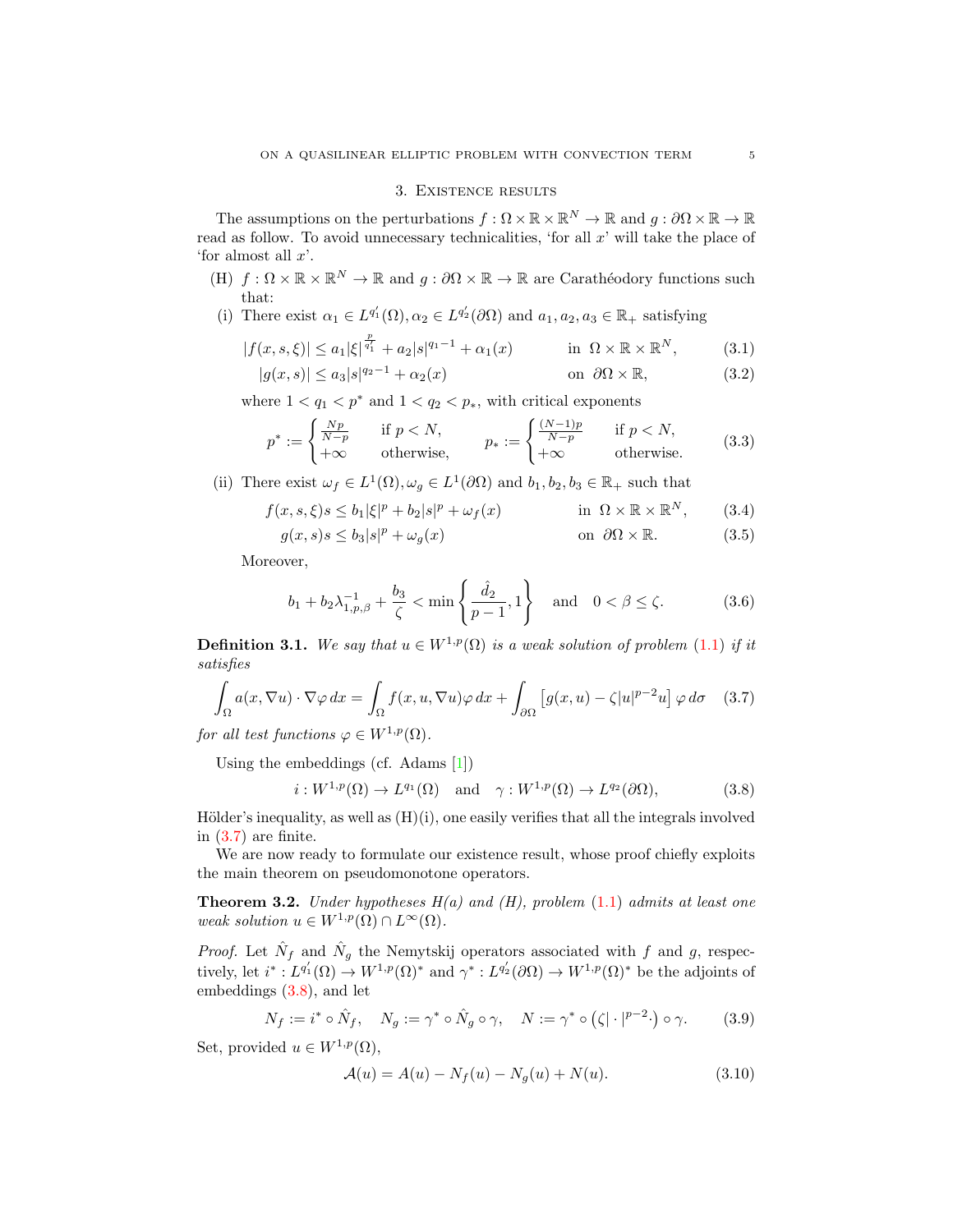## 3. Existence results

The assumptions on the perturbations $f : \Omega \times \mathbb{R} \times \mathbb{R}^N \to \mathbb{R}$ and $g : \partial\Omega \times \mathbb{R} \to \mathbb{R}$ read as follow. To avoid unnecessary technicalities, 'for all $x$' will take the place of 'for almost all $x$'.

(H) $f : \Omega \times \mathbb{R} \times \mathbb{R}^N \to \mathbb{R}$ and $g : \partial\Omega \times \mathbb{R} \to \mathbb{R}$ are Carathéodory functions such that:

(i) There exist $\alpha_1 \in L^{q_1'}(\Omega), \alpha_2 \in L^{q_2'}(\partial\Omega)$ and $a_1, a_2, a_3 \in \mathbb{R}_+$ satisfying

$$|f(x,s,\xi)| \le a_1|\xi|^{\frac{p}{q_1'}} + a_2|s|^{q_1-1} + \alpha_1(x) \qquad \text{in } \Omega \times \mathbb{R} \times \mathbb{R}^N, \tag{3.1}$$

$$|g(x,s)| \le a_3|s|^{q_2-1} + \alpha_2(x) \qquad \text{on } \partial\Omega \times \mathbb{R}, \tag{3.2}$$

where $1 < q_1 < p^*$ and $1 < q_2 < p_*$, with critical exponents

$$p^* := \begin{cases} \frac{Np}{N-p} & \text{if } p < N, \\ +\infty & \text{otherwise,} \end{cases} \qquad p_* := \begin{cases} \frac{(N-1)p}{N-p} & \text{if } p < N, \\ +\infty & \text{otherwise.} \end{cases} \tag{3.3}$$

(ii) There exist $\omega_f \in L^1(\Omega), \omega_g \in L^1(\partial\Omega)$ and $b_1, b_2, b_3 \in \mathbb{R}_+$ such that

$$f(x,s,\xi)s \le b_1|\xi|^p + b_2|s|^p + \omega_f(x) \qquad \text{in } \Omega \times \mathbb{R} \times \mathbb{R}^N, \tag{3.4}$$

$$g(x,s)s \le b_3|s|^p + \omega_g(x) \qquad \text{on } \partial\Omega \times \mathbb{R}. \tag{3.5}$$

Moreover,

$$b_1 + b_2\lambda_{1,p,\beta}^{-1} + \frac{b_3}{\zeta} < \min\left\{\frac{\hat{d}_2}{p-1}, 1\right\} \quad \text{and} \quad 0 < \beta \le \zeta. \tag{3.6}$$

**Definition 3.1.** *We say that $u \in W^{1,p}(\Omega)$ is a weak solution of problem (1.1) if it satisfies*

$$\int_\Omega a(x,\nabla u)\cdot\nabla\varphi\,dx = \int_\Omega f(x,u,\nabla u)\varphi\,dx + \int_{\partial\Omega}\left[g(x,u) - \zeta|u|^{p-2}u\right]\varphi\,d\sigma \tag{3.7}$$

*for all test functions $\varphi \in W^{1,p}(\Omega)$.*

Using the embeddings (cf. Adams [1])

$$i : W^{1,p}(\Omega) \to L^{q_1}(\Omega) \quad \text{and} \quad \gamma : W^{1,p}(\Omega) \to L^{q_2}(\partial\Omega), \tag{3.8}$$

Hölder's inequality, as well as (H)(i), one easily verifies that all the integrals involved in (3.7) are finite.

We are now ready to formulate our existence result, whose proof chiefly exploits the main theorem on pseudomonotone operators.

**Theorem 3.2.** *Under hypotheses H(a) and (H), problem (1.1) admits at least one weak solution $u \in W^{1,p}(\Omega) \cap L^\infty(\Omega)$.*

*Proof.* Let $\hat{N}_f$ and $\hat{N}_g$ the Nemytskij operators associated with $f$ and $g$, respectively, let $i^* : L^{q_1'}(\Omega) \to W^{1,p}(\Omega)^*$ and $\gamma^* : L^{q_2'}(\partial\Omega) \to W^{1,p}(\Omega)^*$ be the adjoints of embeddings (3.8), and let

$$N_f := i^* \circ \hat{N}_f, \quad N_g := \gamma^* \circ \hat{N}_g \circ \gamma, \quad N := \gamma^* \circ \left(\zeta|\cdot|^{p-2}\cdot\right) \circ \gamma. \tag{3.9}$$

Set, provided $u \in W^{1,p}(\Omega)$,

$$\mathcal{A}(u) = A(u) - N_f(u) - N_g(u) + N(u). \tag{3.10}$$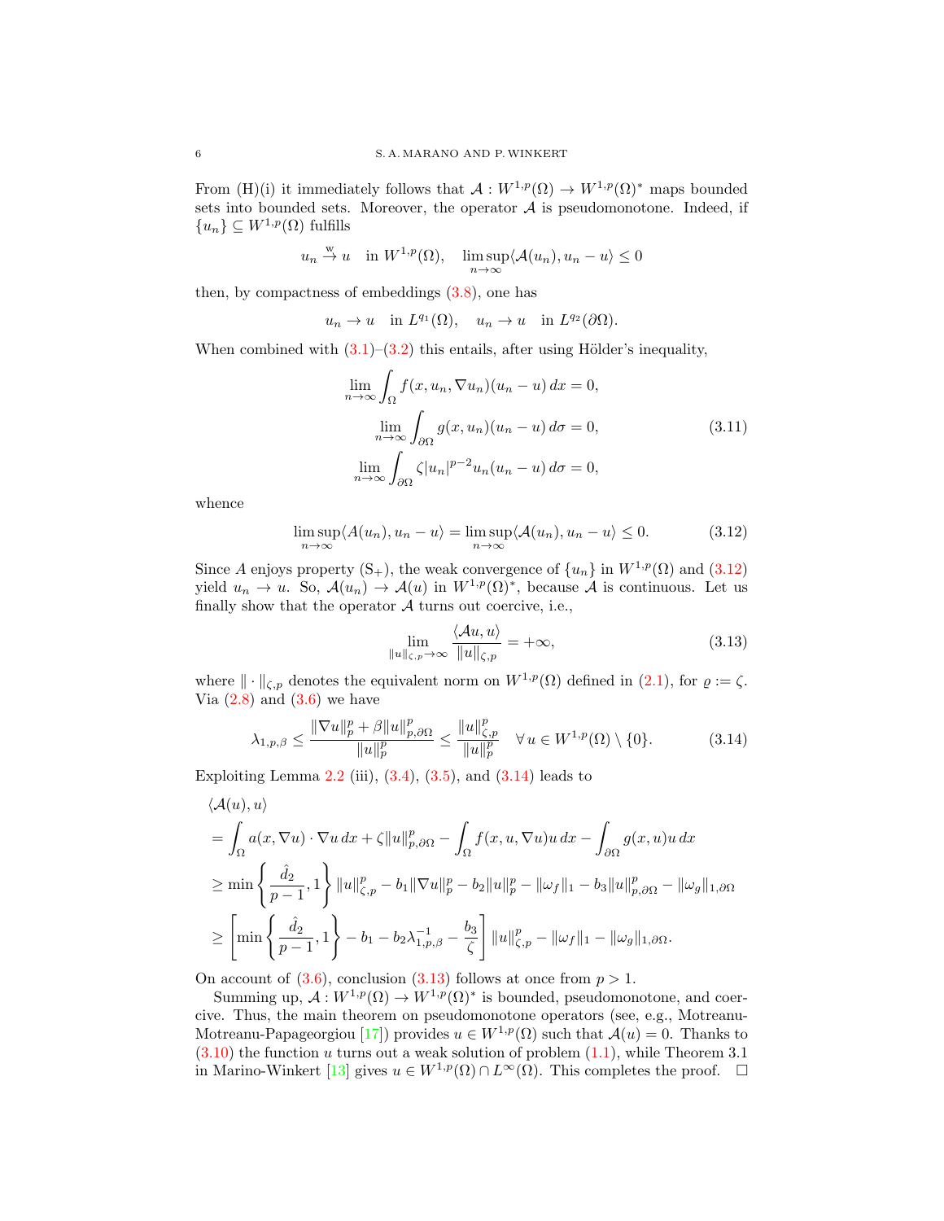From (H)(i) it immediately follows that $\mathcal{A} : W^{1,p}(\Omega) \to W^{1,p}(\Omega)^*$ maps bounded sets into bounded sets. Moreover, the operator $\mathcal{A}$ is pseudomonotone. Indeed, if $\{u_n\} \subseteq W^{1,p}(\Omega)$ fulfills

$$u_n \stackrel{\mathrm{w}}{\to} u \quad \text{in } W^{1,p}(\Omega), \quad \limsup_{n\to\infty} \langle \mathcal{A}(u_n), u_n - u\rangle \le 0$$

then, by compactness of embeddings (3.8), one has

$$u_n \to u \quad \text{in } L^{q_1}(\Omega), \quad u_n \to u \quad \text{in } L^{q_2}(\partial\Omega).$$

When combined with (3.1)–(3.2) this entails, after using Hölder's inequality,

$$\begin{aligned}
\lim_{n\to\infty} \int_\Omega f(x, u_n, \nabla u_n)(u_n - u)\,dx &= 0,\\
\lim_{n\to\infty} \int_{\partial\Omega} g(x, u_n)(u_n - u)\,d\sigma &= 0,\\
\lim_{n\to\infty} \int_{\partial\Omega} \zeta |u_n|^{p-2} u_n (u_n - u)\,d\sigma &= 0,
\end{aligned} \tag{3.11}$$

whence

$$\limsup_{n\to\infty} \langle A(u_n), u_n - u\rangle = \limsup_{n\to\infty} \langle \mathcal{A}(u_n), u_n - u\rangle \le 0. \tag{3.12}$$

Since $A$ enjoys property $(\mathrm{S}_+)$, the weak convergence of $\{u_n\}$ in $W^{1,p}(\Omega)$ and (3.12) yield $u_n \to u$. So, $\mathcal{A}(u_n) \to \mathcal{A}(u)$ in $W^{1,p}(\Omega)^*$, because $\mathcal{A}$ is continuous. Let us finally show that the operator $\mathcal{A}$ turns out coercive, i.e.,

$$\lim_{\|u\|_{\zeta,p}\to\infty} \frac{\langle \mathcal{A}u, u\rangle}{\|u\|_{\zeta,p}} = +\infty, \tag{3.13}$$

where $\|\cdot\|_{\zeta,p}$ denotes the equivalent norm on $W^{1,p}(\Omega)$ defined in (2.1), for $\varrho := \zeta$. Via (2.8) and (3.6) we have

$$\lambda_{1,p,\beta} \le \frac{\|\nabla u\|_p^p + \beta \|u\|_{p,\partial\Omega}^p}{\|u\|_p^p} \le \frac{\|u\|_{\zeta,p}^p}{\|u\|_p^p} \quad \forall\, u \in W^{1,p}(\Omega) \setminus \{0\}. \tag{3.14}$$

Exploiting Lemma 2.2 (iii), (3.4), (3.5), and (3.14) leads to

$$\begin{aligned}
&\langle \mathcal{A}(u), u\rangle\\
&= \int_\Omega a(x, \nabla u)\cdot \nabla u\,dx + \zeta \|u\|_{p,\partial\Omega}^p - \int_\Omega f(x,u,\nabla u) u\,dx - \int_{\partial\Omega} g(x,u) u\,dx\\
&\ge \min\left\{\frac{\hat{d}_2}{p-1}, 1\right\} \|u\|_{\zeta,p}^p - b_1 \|\nabla u\|_p^p - b_2 \|u\|_p^p - \|\omega_f\|_1 - b_3 \|u\|_{p,\partial\Omega}^p - \|\omega_g\|_{1,\partial\Omega}\\
&\ge \left[\min\left\{\frac{\hat{d}_2}{p-1}, 1\right\} - b_1 - b_2 \lambda_{1,p,\beta}^{-1} - \frac{b_3}{\zeta}\right] \|u\|_{\zeta,p}^p - \|\omega_f\|_1 - \|\omega_g\|_{1,\partial\Omega}.
\end{aligned}$$

On account of (3.6), conclusion (3.13) follows at once from $p > 1$.

Summing up, $\mathcal{A} : W^{1,p}(\Omega) \to W^{1,p}(\Omega)^*$ is bounded, pseudomonotone, and coercive. Thus, the main theorem on pseudomonotone operators (see, e.g., Motreanu-Motreanu-Papageorgiou [17]) provides $u \in W^{1,p}(\Omega)$ such that $\mathcal{A}(u) = 0$. Thanks to (3.10) the function $u$ turns out a weak solution of problem (1.1), while Theorem 3.1 in Marino-Winkert [13] gives $u \in W^{1,p}(\Omega) \cap L^\infty(\Omega)$. This completes the proof. $\square$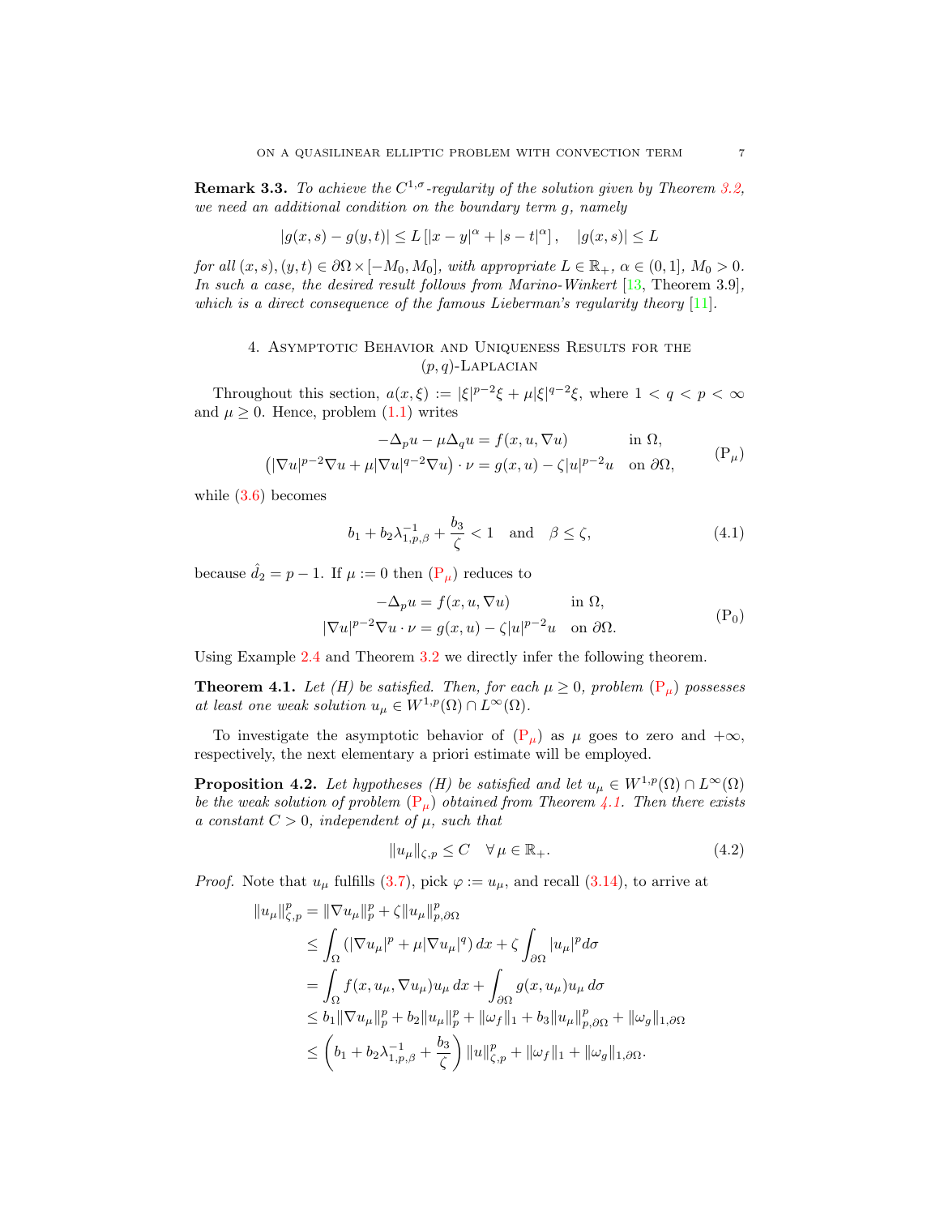**Remark 3.3.** *To achieve the $C^{1,\sigma}$-regularity of the solution given by Theorem 3.2, we need an additional condition on the boundary term $g$, namely*

$$|g(x,s) - g(y,t)| \le L\left[|x-y|^\alpha + |s-t|^\alpha\right], \quad |g(x,s)| \le L$$

*for all $(x,s),(y,t) \in \partial\Omega \times [-M_0, M_0]$, with appropriate $L \in \mathbb{R}_+$, $\alpha \in (0,1]$, $M_0 > 0$. In such a case, the desired result follows from Marino-Winkert [13, Theorem 3.9], which is a direct consequence of the famous Lieberman's regularity theory [11].*

## 4. Asymptotic Behavior and Uniqueness Results for the $(p,q)$-Laplacian

Throughout this section, $a(x,\xi) := |\xi|^{p-2}\xi + \mu|\xi|^{q-2}\xi$, where $1 < q < p < \infty$ and $\mu \ge 0$. Hence, problem (1.1) writes

$$\begin{aligned} -\Delta_p u - \mu\Delta_q u &= f(x,u,\nabla u) && \text{in } \Omega, \\ \left(|\nabla u|^{p-2}\nabla u + \mu|\nabla u|^{q-2}\nabla u\right)\cdot \nu &= g(x,u) - \zeta|u|^{p-2}u && \text{on } \partial\Omega, \end{aligned} \tag{$\mathrm{P}_\mu$}$$

while (3.6) becomes

$$b_1 + b_2\lambda_{1,p,\beta}^{-1} + \frac{b_3}{\zeta} < 1 \quad \text{and} \quad \beta \le \zeta, \tag{4.1}$$

because $\hat{d}_2 = p-1$. If $\mu := 0$ then ($\mathrm{P}_\mu$) reduces to

$$\begin{aligned} -\Delta_p u &= f(x,u,\nabla u) && \text{in } \Omega, \\ |\nabla u|^{p-2}\nabla u \cdot \nu &= g(x,u) - \zeta|u|^{p-2}u && \text{on } \partial\Omega. \end{aligned} \tag{$\mathrm{P}_0$}$$

Using Example 2.4 and Theorem 3.2 we directly infer the following theorem.

**Theorem 4.1.** *Let (H) be satisfied. Then, for each $\mu \ge 0$, problem ($\mathrm{P}_\mu$) possesses at least one weak solution $u_\mu \in W^{1,p}(\Omega) \cap L^\infty(\Omega)$.*

To investigate the asymptotic behavior of ($\mathrm{P}_\mu$) as $\mu$ goes to zero and $+\infty$, respectively, the next elementary a priori estimate will be employed.

**Proposition 4.2.** *Let hypotheses (H) be satisfied and let $u_\mu \in W^{1,p}(\Omega) \cap L^\infty(\Omega)$ be the weak solution of problem ($\mathrm{P}_\mu$) obtained from Theorem 4.1. Then there exists a constant $C > 0$, independent of $\mu$, such that*

$$\|u_\mu\|_{\zeta,p} \le C \quad \forall\, \mu \in \mathbb{R}_+. \tag{4.2}$$

*Proof.* Note that $u_\mu$ fulfills (3.7), pick $\varphi := u_\mu$, and recall (3.14), to arrive at

$$\begin{aligned} \|u_\mu\|_{\zeta,p}^p &= \|\nabla u_\mu\|_p^p + \zeta\|u_\mu\|_{p,\partial\Omega}^p \\ &\le \int_\Omega \left(|\nabla u_\mu|^p + \mu|\nabla u_\mu|^q\right) dx + \zeta\int_{\partial\Omega} |u_\mu|^p d\sigma \\ &= \int_\Omega f(x,u_\mu,\nabla u_\mu)u_\mu\, dx + \int_{\partial\Omega} g(x,u_\mu)u_\mu\, d\sigma \\ &\le b_1\|\nabla u_\mu\|_p^p + b_2\|u_\mu\|_p^p + \|\omega_f\|_1 + b_3\|u_\mu\|_{p,\partial\Omega}^p + \|\omega_g\|_{1,\partial\Omega} \\ &\le \left(b_1 + b_2\lambda_{1,p,\beta}^{-1} + \frac{b_3}{\zeta}\right)\|u\|_{\zeta,p}^p + \|\omega_f\|_1 + \|\omega_g\|_{1,\partial\Omega}. \end{aligned}$$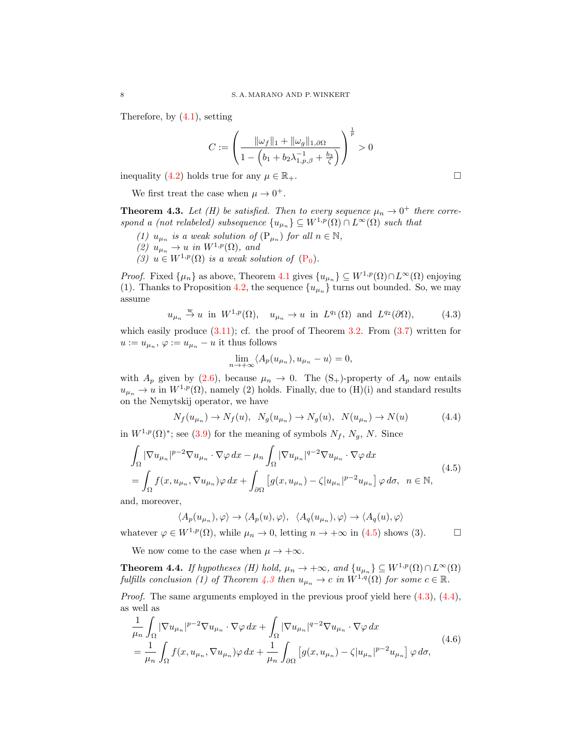Therefore, by (4.1), setting

$$C := \left( \frac{\|\omega_f\|_1 + \|\omega_g\|_{1,\partial\Omega}}{1 - \left( b_1 + b_2 \lambda_{1,p,\beta}^{-1} + \frac{b_3}{\zeta} \right)} \right)^{\frac{1}{p}} > 0$$

inequality (4.2) holds true for any $\mu \in \mathbb{R}_+$. □

We first treat the case when $\mu \to 0^+$.

**Theorem 4.3.** *Let (H) be satisfied. Then to every sequence $\mu_n \to 0^+$ there correspond a (not relabeled) subsequence $\{u_{\mu_n}\} \subseteq W^{1,p}(\Omega) \cap L^\infty(\Omega)$ such that*

*(1) $u_{\mu_n}$ is a weak solution of $(\mathrm{P}_{\mu_n})$ for all $n \in \mathbb{N}$,*
*(2) $u_{\mu_n} \to u$ in $W^{1,p}(\Omega)$, and*
*(3) $u \in W^{1,p}(\Omega)$ is a weak solution of $(\mathrm{P}_0)$.*

*Proof.* Fixed $\{\mu_n\}$ as above, Theorem 4.1 gives $\{u_{\mu_n}\} \subseteq W^{1,p}(\Omega) \cap L^\infty(\Omega)$ enjoying (1). Thanks to Proposition 4.2, the sequence $\{u_{\mu_n}\}$ turns out bounded. So, we may assume

$$u_{\mu_n} \overset{\mathrm{w}}{\to} u \ \text{ in } \ W^{1,p}(\Omega), \quad u_{\mu_n} \to u \ \text{ in } \ L^{q_1}(\Omega) \ \text{ and } \ L^{q_2}(\partial\Omega), \tag{4.3}$$

which easily produce (3.11); cf. the proof of Theorem 3.2. From (3.7) written for $u := u_{\mu_n}$, $\varphi := u_{\mu_n} - u$ it thus follows

$$\lim_{n \to +\infty} \langle A_p(u_{\mu_n}), u_{\mu_n} - u \rangle = 0,$$

with $A_p$ given by (2.6), because $\mu_n \to 0$. The $(\mathrm{S}_+)$-property of $A_p$ now entails $u_{\mu_n} \to u$ in $W^{1,p}(\Omega)$, namely (2) holds. Finally, due to (H)(i) and standard results on the Nemytskij operator, we have

$$N_f(u_{\mu_n}) \to N_f(u), \ \ N_g(u_{\mu_n}) \to N_g(u), \ \ N(u_{\mu_n}) \to N(u) \tag{4.4}$$

in $W^{1,p}(\Omega)^*$; see (3.9) for the meaning of symbols $N_f$, $N_g$, $N$. Since

$$\begin{aligned} &\int_\Omega |\nabla u_{\mu_n}|^{p-2} \nabla u_{\mu_n} \cdot \nabla \varphi \, dx - \mu_n \int_\Omega |\nabla u_{\mu_n}|^{q-2} \nabla u_{\mu_n} \cdot \nabla \varphi \, dx \\ &= \int_\Omega f(x, u_{\mu_n}, \nabla u_{\mu_n}) \varphi \, dx + \int_{\partial\Omega} \left[ g(x, u_{\mu_n}) - \zeta |u_{\mu_n}|^{p-2} u_{\mu_n} \right] \varphi \, d\sigma, \ \ n \in \mathbb{N}, \end{aligned} \tag{4.5}$$

and, moreover,

$$\langle A_p(u_{\mu_n}), \varphi \rangle \to \langle A_p(u), \varphi \rangle, \ \ \langle A_q(u_{\mu_n}), \varphi \rangle \to \langle A_q(u), \varphi \rangle$$

whatever $\varphi \in W^{1,p}(\Omega)$, while $\mu_n \to 0$, letting $n \to +\infty$ in (4.5) shows (3). □

We now come to the case when $\mu \to +\infty$.

**Theorem 4.4.** *If hypotheses (H) hold, $\mu_n \to +\infty$, and $\{u_{\mu_n}\} \subseteq W^{1,p}(\Omega) \cap L^\infty(\Omega)$ fulfills conclusion (1) of Theorem 4.3 then $u_{\mu_n} \to c$ in $W^{1,q}(\Omega)$ for some $c \in \mathbb{R}$.*

*Proof.* The same arguments employed in the previous proof yield here (4.3), (4.4), as well as

$$\begin{aligned} &\frac{1}{\mu_n} \int_\Omega |\nabla u_{\mu_n}|^{p-2} \nabla u_{\mu_n} \cdot \nabla \varphi \, dx + \int_\Omega |\nabla u_{\mu_n}|^{q-2} \nabla u_{\mu_n} \cdot \nabla \varphi \, dx \\ &= \frac{1}{\mu_n} \int_\Omega f(x, u_{\mu_n}, \nabla u_{\mu_n}) \varphi \, dx + \frac{1}{\mu_n} \int_{\partial\Omega} \left[ g(x, u_{\mu_n}) - \zeta |u_{\mu_n}|^{p-2} u_{\mu_n} \right] \varphi \, d\sigma, \end{aligned} \tag{4.6}$$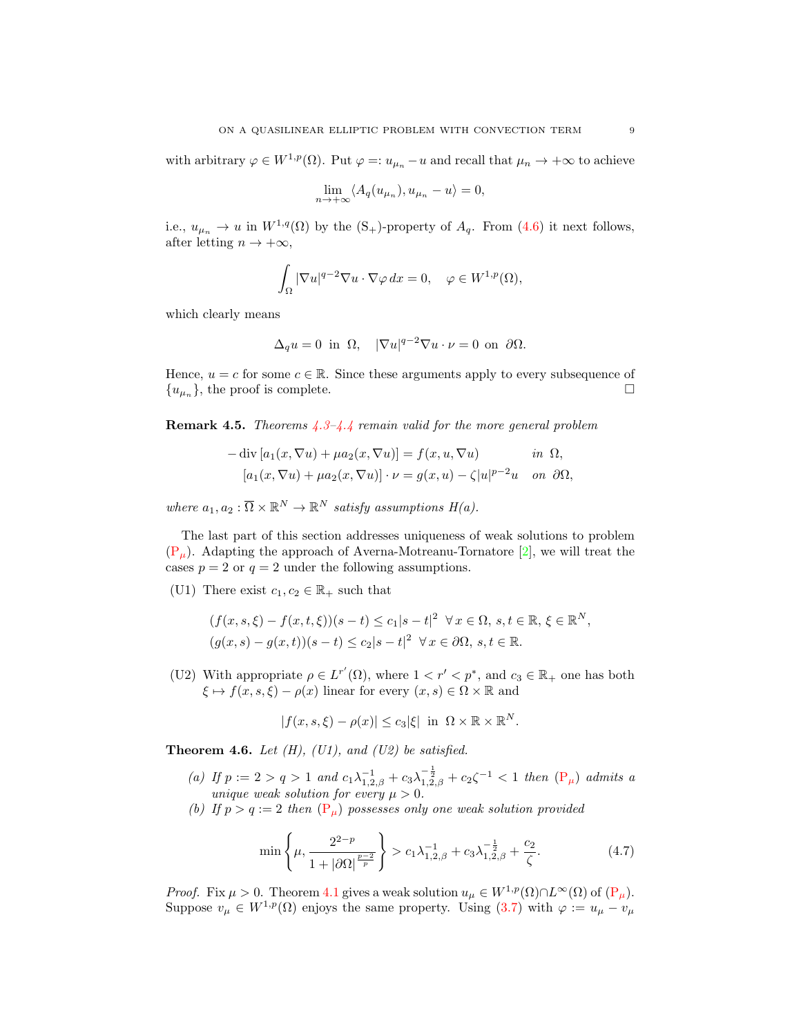with arbitrary $\varphi \in W^{1,p}(\Omega)$. Put $\varphi =: u_{\mu_n} - u$ and recall that $\mu_n \to +\infty$ to achieve

$$\lim_{n\to+\infty} \langle A_q(u_{\mu_n}), u_{\mu_n} - u\rangle = 0,$$

i.e., $u_{\mu_n} \to u$ in $W^{1,q}(\Omega)$ by the $(\mathrm{S}_+)$-property of $A_q$. From (4.6) it next follows, after letting $n \to +\infty$,

$$\int_\Omega |\nabla u|^{q-2}\nabla u \cdot \nabla \varphi \, dx = 0, \quad \varphi \in W^{1,p}(\Omega),$$

which clearly means

$$\Delta_q u = 0 \text{ in } \Omega, \quad |\nabla u|^{q-2}\nabla u \cdot \nu = 0 \text{ on } \partial\Omega.$$

Hence, $u = c$ for some $c \in \mathbb{R}$. Since these arguments apply to every subsequence of $\{u_{\mu_n}\}$, the proof is complete. □

**Remark 4.5.** *Theorems 4.3–4.4 remain valid for the more general problem*

$$\begin{aligned}
-\operatorname{div}\left[a_1(x,\nabla u) + \mu a_2(x, \nabla u)\right] &= f(x,u,\nabla u) && \text{in } \Omega,\\
\left[a_1(x,\nabla u) + \mu a_2(x,\nabla u)\right]\cdot \nu &= g(x,u) - \zeta |u|^{p-2}u && \text{on } \partial\Omega,
\end{aligned}$$

*where $a_1, a_2 : \overline{\Omega}\times\mathbb{R}^N \to \mathbb{R}^N$ satisfy assumptions H(a).*

The last part of this section addresses uniqueness of weak solutions to problem $(\mathrm{P}_\mu)$. Adapting the approach of Averna-Motreanu-Tornatore [2], we will treat the cases $p = 2$ or $q = 2$ under the following assumptions.

- (U1) There exist $c_1, c_2 \in \mathbb{R}_+$ such that

$$\begin{aligned}
&(f(x,s,\xi) - f(x,t,\xi))(s-t) \le c_1|s-t|^2 \;\; \forall\, x\in\Omega,\; s,t\in\mathbb{R},\; \xi\in\mathbb{R}^N,\\
&(g(x,s) - g(x,t))(s-t) \le c_2|s-t|^2 \;\; \forall\, x \in \partial\Omega,\; s,t \in \mathbb{R}.
\end{aligned}$$

- (U2) With appropriate $\rho \in L^{r'}(\Omega)$, where $1 < r' < p^*$, and $c_3 \in \mathbb{R}_+$ one has both $\xi \mapsto f(x,s,\xi) - \rho(x)$ linear for every $(x,s) \in \Omega\times\mathbb{R}$ and

$$|f(x,s,\xi) - \rho(x)| \le c_3|\xi| \text{ in } \Omega\times\mathbb{R}\times\mathbb{R}^N.$$

**Theorem 4.6.** *Let (H), (U1), and (U2) be satisfied.*

*(a) If $p := 2 > q > 1$ and $c_1\lambda_{1,2,\beta}^{-1} + c_3\lambda_{1,2,\beta}^{-\frac{1}{2}} + c_2\zeta^{-1} < 1$ then $(\mathrm{P}_\mu)$ admits a unique weak solution for every $\mu > 0$.*

*(b) If $p > q := 2$ then $(\mathrm{P}_\mu)$ possesses only one weak solution provided*

$$\min\left\{\mu, \frac{2^{2-p}}{1+|\partial\Omega|^{\frac{p-2}{p}}}\right\} > c_1\lambda_{1,2,\beta}^{-1} + c_3\lambda_{1,2,\beta}^{-\frac{1}{2}} + \frac{c_2}{\zeta}. \tag{4.7}$$

*Proof.* Fix $\mu > 0$. Theorem 4.1 gives a weak solution $u_\mu \in W^{1,p}(\Omega)\cap L^\infty(\Omega)$ of $(\mathrm{P}_\mu)$. Suppose $v_\mu \in W^{1,p}(\Omega)$ enjoys the same property. Using (3.7) with $\varphi := u_\mu - v_\mu$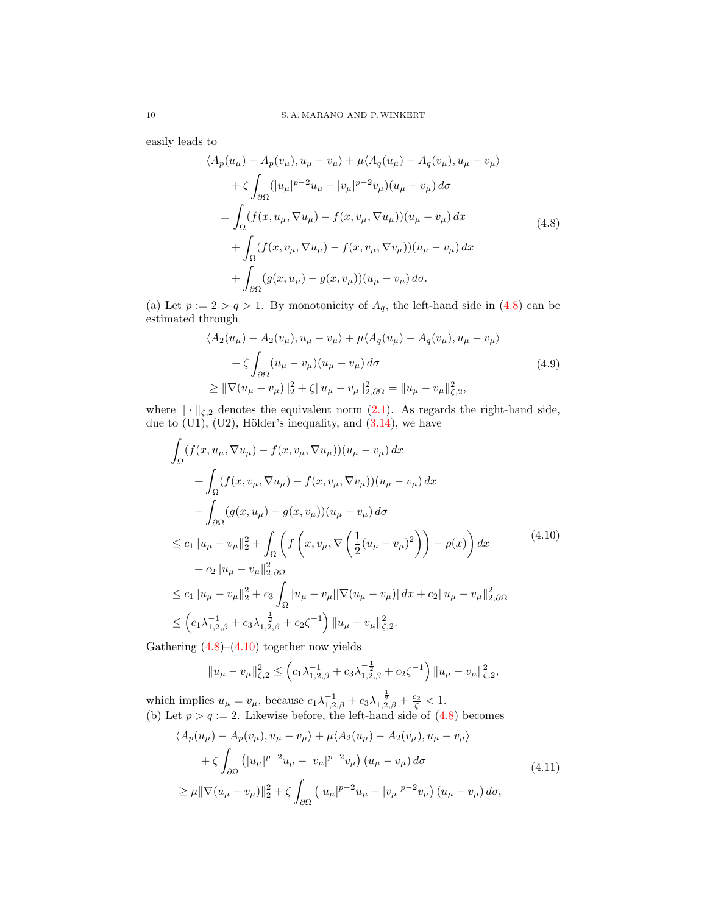easily leads to

$$
\begin{aligned}
&\langle A_p(u_\mu) - A_p(v_\mu), u_\mu - v_\mu \rangle + \mu \langle A_q(u_\mu) - A_q(v_\mu), u_\mu - v_\mu \rangle \\
&\quad + \zeta \int_{\partial\Omega} (|u_\mu|^{p-2}u_\mu - |v_\mu|^{p-2}v_\mu)(u_\mu - v_\mu)\,d\sigma \\
&= \int_\Omega (f(x,u_\mu,\nabla u_\mu) - f(x,v_\mu,\nabla u_\mu))(u_\mu - v_\mu)\,dx \\
&\quad + \int_\Omega (f(x,v_\mu,\nabla u_\mu) - f(x,v_\mu,\nabla v_\mu))(u_\mu - v_\mu)\,dx \\
&\quad + \int_{\partial\Omega} (g(x,u_\mu) - g(x,v_\mu))(u_\mu - v_\mu)\,d\sigma.
\end{aligned}
\tag{4.8}
$$

(a) Let $p := 2 > q > 1$. By monotonicity of $A_q$, the left-hand side in (4.8) can be estimated through

$$
\begin{aligned}
&\langle A_2(u_\mu) - A_2(v_\mu), u_\mu - v_\mu \rangle + \mu \langle A_q(u_\mu) - A_q(v_\mu), u_\mu - v_\mu \rangle \\
&\quad + \zeta \int_{\partial\Omega} (u_\mu - v_\mu)(u_\mu - v_\mu)\,d\sigma \\
&\geq \|\nabla(u_\mu - v_\mu)\|_2^2 + \zeta \|u_\mu - v_\mu\|_{2,\partial\Omega}^2 = \|u_\mu - v_\mu\|_{\zeta,2}^2,
\end{aligned}
\tag{4.9}
$$

where $\|\cdot\|_{\zeta,2}$ denotes the equivalent norm (2.1). As regards the right-hand side, due to (U1), (U2), Hölder's inequality, and (3.14), we have

$$
\begin{aligned}
&\int_\Omega (f(x,u_\mu,\nabla u_\mu) - f(x,v_\mu,\nabla u_\mu))(u_\mu - v_\mu)\,dx \\
&\quad + \int_\Omega (f(x,v_\mu,\nabla u_\mu) - f(x,v_\mu,\nabla v_\mu))(u_\mu - v_\mu)\,dx \\
&\quad + \int_{\partial\Omega} (g(x,u_\mu) - g(x,v_\mu))(u_\mu - v_\mu)\,d\sigma \\
&\leq c_1 \|u_\mu - v_\mu\|_2^2 + \int_\Omega \left( f\left(x, v_\mu, \nabla\left(\frac{1}{2}(u_\mu - v_\mu)^2\right)\right) - \rho(x) \right) dx \\
&\quad + c_2 \|u_\mu - v_\mu\|_{2,\partial\Omega}^2 \\
&\leq c_1 \|u_\mu - v_\mu\|_2^2 + c_3 \int_\Omega |u_\mu - v_\mu||\nabla(u_\mu - v_\mu)|\,dx + c_2 \|u_\mu - v_\mu\|_{2,\partial\Omega}^2 \\
&\leq \left( c_1 \lambda_{1,2,\beta}^{-1} + c_3 \lambda_{1,2,\beta}^{-\frac{1}{2}} + c_2 \zeta^{-1} \right) \|u_\mu - v_\mu\|_{\zeta,2}^2.
\end{aligned}
\tag{4.10}
$$

Gathering (4.8)–(4.10) together now yields

$$
\|u_\mu - v_\mu\|_{\zeta,2}^2 \leq \left( c_1 \lambda_{1,2,\beta}^{-1} + c_3 \lambda_{1,2,\beta}^{-\frac{1}{2}} + c_2 \zeta^{-1} \right) \|u_\mu - v_\mu\|_{\zeta,2}^2,
$$

which implies $u_\mu = v_\mu$, because $c_1 \lambda_{1,2,\beta}^{-1} + c_3 \lambda_{1,2,\beta}^{-\frac{1}{2}} + \frac{c_2}{\zeta} < 1$.

(b) Let $p > q := 2$. Likewise before, the left-hand side of (4.8) becomes

$$
\begin{aligned}
&\langle A_p(u_\mu) - A_p(v_\mu), u_\mu - v_\mu \rangle + \mu \langle A_2(u_\mu) - A_2(v_\mu), u_\mu - v_\mu \rangle \\
&\quad + \zeta \int_{\partial\Omega} \left(|u_\mu|^{p-2}u_\mu - |v_\mu|^{p-2}v_\mu\right)(u_\mu - v_\mu)\,d\sigma \\
&\geq \mu \|\nabla(u_\mu - v_\mu)\|_2^2 + \zeta \int_{\partial\Omega} \left(|u_\mu|^{p-2}u_\mu - |v_\mu|^{p-2}v_\mu\right)(u_\mu - v_\mu)\,d\sigma,
\end{aligned}
\tag{4.11}
$$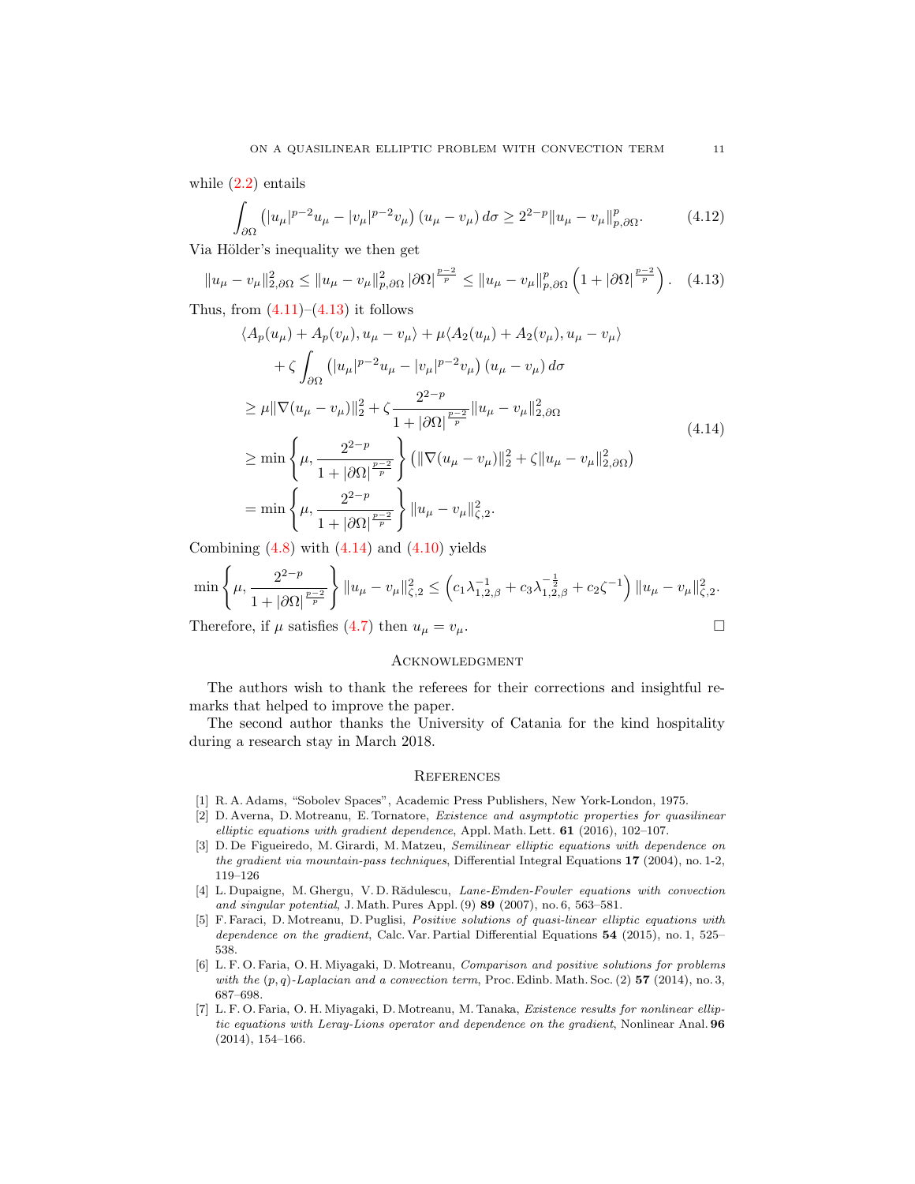while (2.2) entails

$$\int_{\partial\Omega} \left(|u_\mu|^{p-2}u_\mu - |v_\mu|^{p-2}v_\mu\right)(u_\mu - v_\mu)\,d\sigma \geq 2^{2-p}\|u_\mu - v_\mu\|_{p,\partial\Omega}^p. \tag{4.12}$$

Via Hölder's inequality we then get

$$\|u_\mu - v_\mu\|_{2,\partial\Omega}^2 \leq \|u_\mu - v_\mu\|_{p,\partial\Omega}^2 \,|\partial\Omega|^{\frac{p-2}{p}} \leq \|u_\mu - v_\mu\|_{p,\partial\Omega}^p \left(1 + |\partial\Omega|^{\frac{p-2}{p}}\right). \tag{4.13}$$

Thus, from (4.11)–(4.13) it follows

$$\begin{aligned}
&\langle A_p(u_\mu) + A_p(v_\mu), u_\mu - v_\mu\rangle + \mu\langle A_2(u_\mu) + A_2(v_\mu), u_\mu - v_\mu\rangle \\
&\qquad + \zeta \int_{\partial\Omega} \left(|u_\mu|^{p-2}u_\mu - |v_\mu|^{p-2}v_\mu\right)(u_\mu - v_\mu)\,d\sigma \\
&\geq \mu\|\nabla(u_\mu - v_\mu)\|_2^2 + \zeta \frac{2^{2-p}}{1 + |\partial\Omega|^{\frac{p-2}{p}}}\|u_\mu - v_\mu\|_{2,\partial\Omega}^2 \\
&\geq \min\left\{\mu, \frac{2^{2-p}}{1 + |\partial\Omega|^{\frac{p-2}{p}}}\right\}\left(\|\nabla(u_\mu - v_\mu)\|_2^2 + \zeta\|u_\mu - v_\mu\|_{2,\partial\Omega}^2\right) \\
&= \min\left\{\mu, \frac{2^{2-p}}{1 + |\partial\Omega|^{\frac{p-2}{p}}}\right\}\|u_\mu - v_\mu\|_{\zeta,2}^2.
\end{aligned} \tag{4.14}$$

Combining (4.8) with (4.14) and (4.10) yields

$$\min\left\{\mu, \frac{2^{2-p}}{1 + |\partial\Omega|^{\frac{p-2}{p}}}\right\}\|u_\mu - v_\mu\|_{\zeta,2}^2 \leq \left(c_1\lambda_{1,2,\beta}^{-1} + c_3\lambda_{1,2,\beta}^{-\frac{1}{2}} + c_2\zeta^{-1}\right)\|u_\mu - v_\mu\|_{\zeta,2}^2.$$

Therefore, if $\mu$ satisfies (4.7) then $u_\mu = v_\mu$. □

## Acknowledgment

The authors wish to thank the referees for their corrections and insightful remarks that helped to improve the paper.

The second author thanks the University of Catania for the kind hospitality during a research stay in March 2018.

## References

[1] R. A. Adams, "Sobolev Spaces", Academic Press Publishers, New York-London, 1975.

[2] D. Averna, D. Motreanu, E. Tornatore, *Existence and asymptotic properties for quasilinear elliptic equations with gradient dependence*, Appl. Math. Lett. **61** (2016), 102–107.

[3] D. De Figueiredo, M. Girardi, M. Matzeu, *Semilinear elliptic equations with dependence on the gradient via mountain-pass techniques*, Differential Integral Equations **17** (2004), no. 1-2, 119–126

[4] L. Dupaigne, M. Ghergu, V. D. Rădulescu, *Lane-Emden-Fowler equations with convection and singular potential*, J. Math. Pures Appl. (9) **89** (2007), no. 6, 563–581.

[5] F. Faraci, D. Motreanu, D. Puglisi, *Positive solutions of quasi-linear elliptic equations with dependence on the gradient*, Calc. Var. Partial Differential Equations **54** (2015), no. 1, 525–538.

[6] L. F. O. Faria, O. H. Miyagaki, D. Motreanu, *Comparison and positive solutions for problems with the (p, q)-Laplacian and a convection term*, Proc. Edinb. Math. Soc. (2) **57** (2014), no. 3, 687–698.

[7] L. F. O. Faria, O. H. Miyagaki, D. Motreanu, M. Tanaka, *Existence results for nonlinear elliptic equations with Leray-Lions operator and dependence on the gradient*, Nonlinear Anal. **96** (2014), 154–166.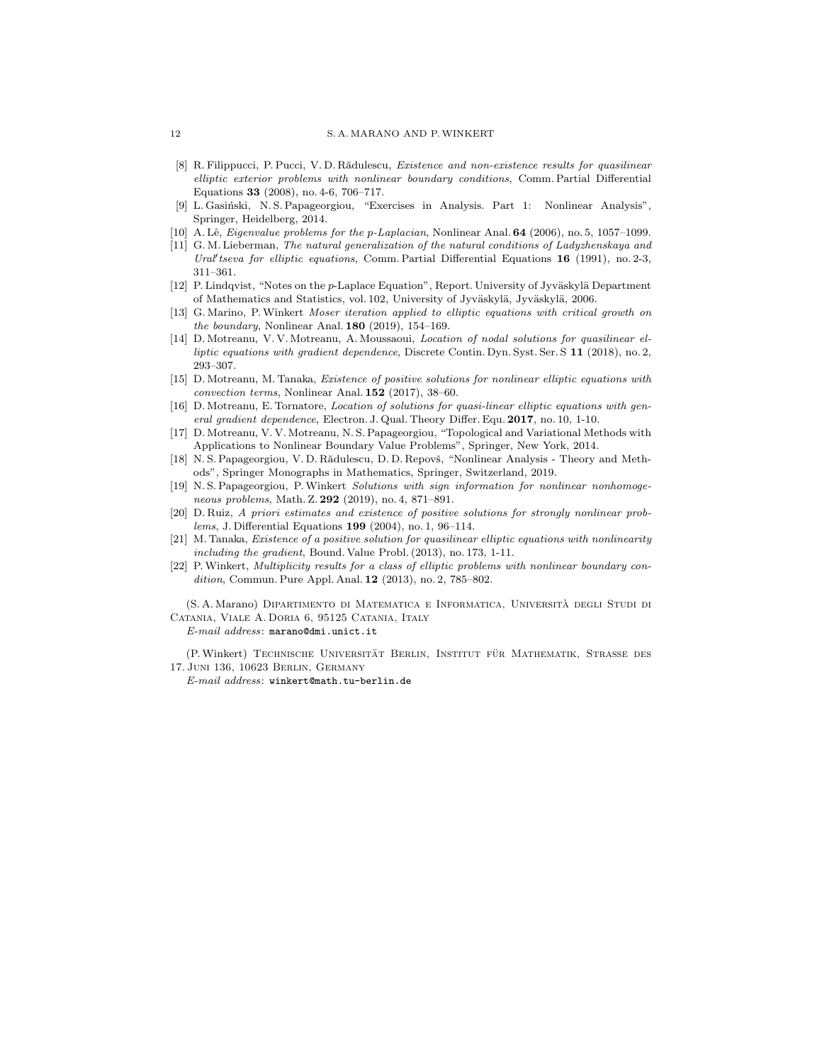- [8] R. Filippucci, P. Pucci, V. D. Rădulescu, *Existence and non-existence results for quasilinear elliptic exterior problems with nonlinear boundary conditions*, Comm. Partial Differential Equations **33** (2008), no. 4-6, 706–717.
- [9] L. Gasiński, N. S. Papageorgiou, "Exercises in Analysis. Part 1: Nonlinear Analysis", Springer, Heidelberg, 2014.
- [10] A. Lê, *Eigenvalue problems for the p-Laplacian*, Nonlinear Anal. **64** (2006), no. 5, 1057–1099.
- [11] G. M. Lieberman, *The natural generalization of the natural conditions of Ladyzhenskaya and Ural′tseva for elliptic equations*, Comm. Partial Differential Equations **16** (1991), no. 2-3, 311–361.
- [12] P. Lindqvist, "Notes on the $p$-Laplace Equation", Report. University of Jyväskylä Department of Mathematics and Statistics, vol. 102, University of Jyväskylä, Jyväskylä, 2006.
- [13] G. Marino, P. Winkert *Moser iteration applied to elliptic equations with critical growth on the boundary*, Nonlinear Anal. **180** (2019), 154–169.
- [14] D. Motreanu, V. V. Motreanu, A. Moussaoui, *Location of nodal solutions for quasilinear elliptic equations with gradient dependence*, Discrete Contin. Dyn. Syst. Ser. S **11** (2018), no. 2, 293–307.
- [15] D. Motreanu, M. Tanaka, *Existence of positive solutions for nonlinear elliptic equations with convection terms*, Nonlinear Anal. **152** (2017), 38–60.
- [16] D. Motreanu, E. Tornatore, *Location of solutions for quasi-linear elliptic equations with general gradient dependence*, Electron. J. Qual. Theory Differ. Equ. **2017**, no. 10, 1-10.
- [17] D. Motreanu, V. V. Motreanu, N. S. Papageorgiou, "Topological and Variational Methods with Applications to Nonlinear Boundary Value Problems", Springer, New York, 2014.
- [18] N. S. Papageorgiou, V. D. Rădulescu, D. D. Repovš, "Nonlinear Analysis - Theory and Methods", Springer Monographs in Mathematics, Springer, Switzerland, 2019.
- [19] N. S. Papageorgiou, P. Winkert *Solutions with sign information for nonlinear nonhomogeneous problems*, Math. Z. **292** (2019), no. 4, 871–891.
- [20] D. Ruiz, *A priori estimates and existence of positive solutions for strongly nonlinear problems*, J. Differential Equations **199** (2004), no. 1, 96–114.
- [21] M. Tanaka, *Existence of a positive solution for quasilinear elliptic equations with nonlinearity including the gradient*, Bound. Value Probl. (2013), no. 173, 1-11.
- [22] P. Winkert, *Multiplicity results for a class of elliptic problems with nonlinear boundary condition*, Commun. Pure Appl. Anal. **12** (2013), no. 2, 785–802.

(S. A. Marano) Dipartimento di Matematica e Informatica, Università degli Studi di Catania, Viale A. Doria 6, 95125 Catania, Italy
*E-mail address*: marano@dmi.unict.it

(P. Winkert) Technische Universität Berlin, Institut für Mathematik, Strasse des 17. Juni 136, 10623 Berlin, Germany
*E-mail address*: winkert@math.tu-berlin.de